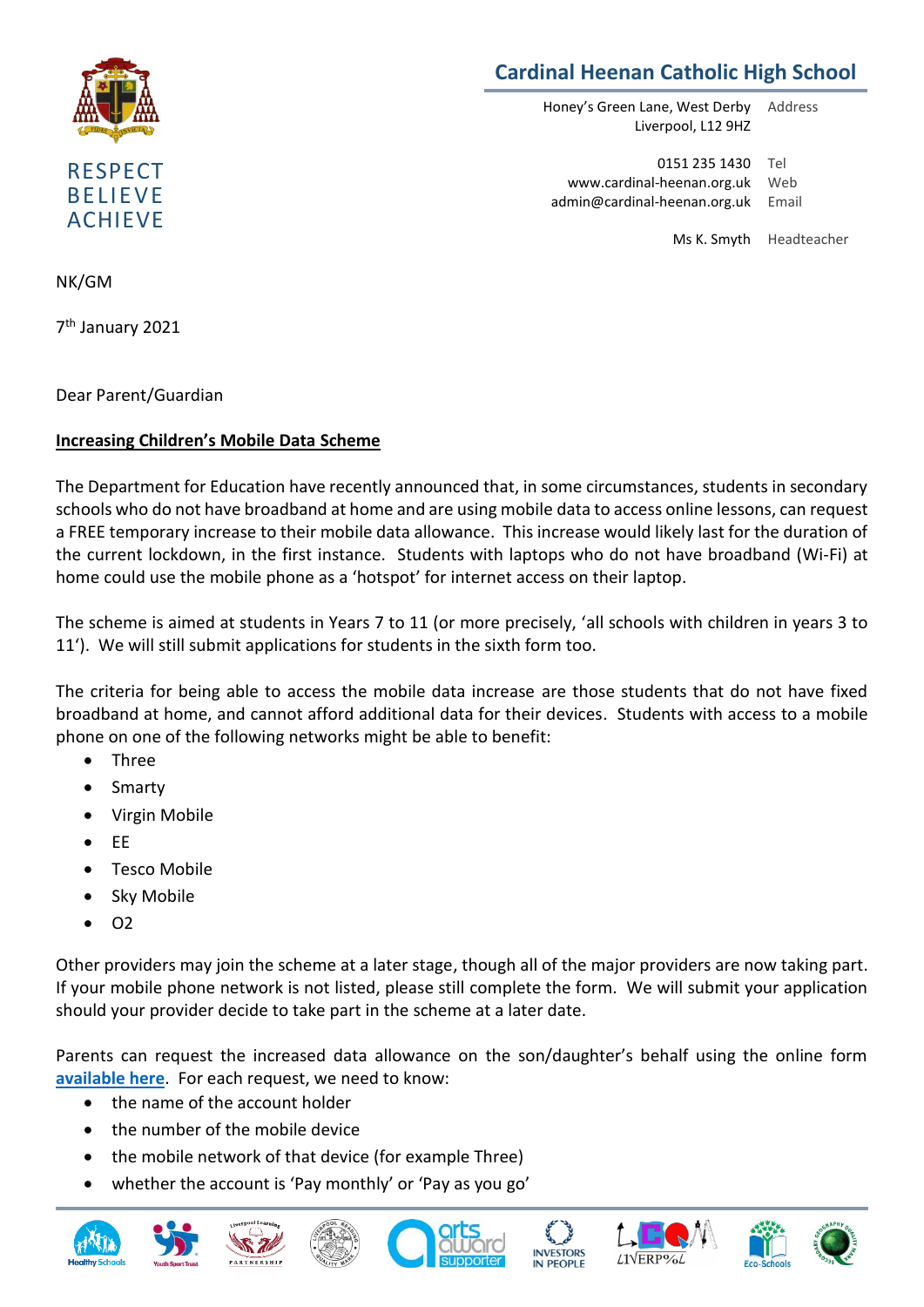# Cardinal Heenan Catholic High School

RESPECT
BELIEVE
ACHIEVE

Honey's Green Lane, West Derby
Liverpool, L12 9HZ — Address

0151 235 1430 — Tel
www.cardinal-heenan.org.uk — Web
admin@cardinal-heenan.org.uk — Email

Ms K. Smyth — Headteacher

NK/GM

7th January 2021

Dear Parent/Guardian

**Increasing Children's Mobile Data Scheme**

The Department for Education have recently announced that, in some circumstances, students in secondary schools who do not have broadband at home and are using mobile data to access online lessons, can request a FREE temporary increase to their mobile data allowance. This increase would likely last for the duration of the current lockdown, in the first instance. Students with laptops who do not have broadband (Wi-Fi) at home could use the mobile phone as a 'hotspot' for internet access on their laptop.

The scheme is aimed at students in Years 7 to 11 (or more precisely, 'all schools with children in years 3 to 11'). We will still submit applications for students in the sixth form too.

The criteria for being able to access the mobile data increase are those students that do not have fixed broadband at home, and cannot afford additional data for their devices. Students with access to a mobile phone on one of the following networks might be able to benefit:

- Three
- Smarty
- Virgin Mobile
- EE
- Tesco Mobile
- Sky Mobile
- O2

Other providers may join the scheme at a later stage, though all of the major providers are now taking part. If your mobile phone network is not listed, please still complete the form. We will submit your application should your provider decide to take part in the scheme at a later date.

Parents can request the increased data allowance on the son/daughter's behalf using the online form available here. For each request, we need to know:

- the name of the account holder
- the number of the mobile device
- the mobile network of that device (for example Three)
- whether the account is 'Pay monthly' or 'Pay as you go'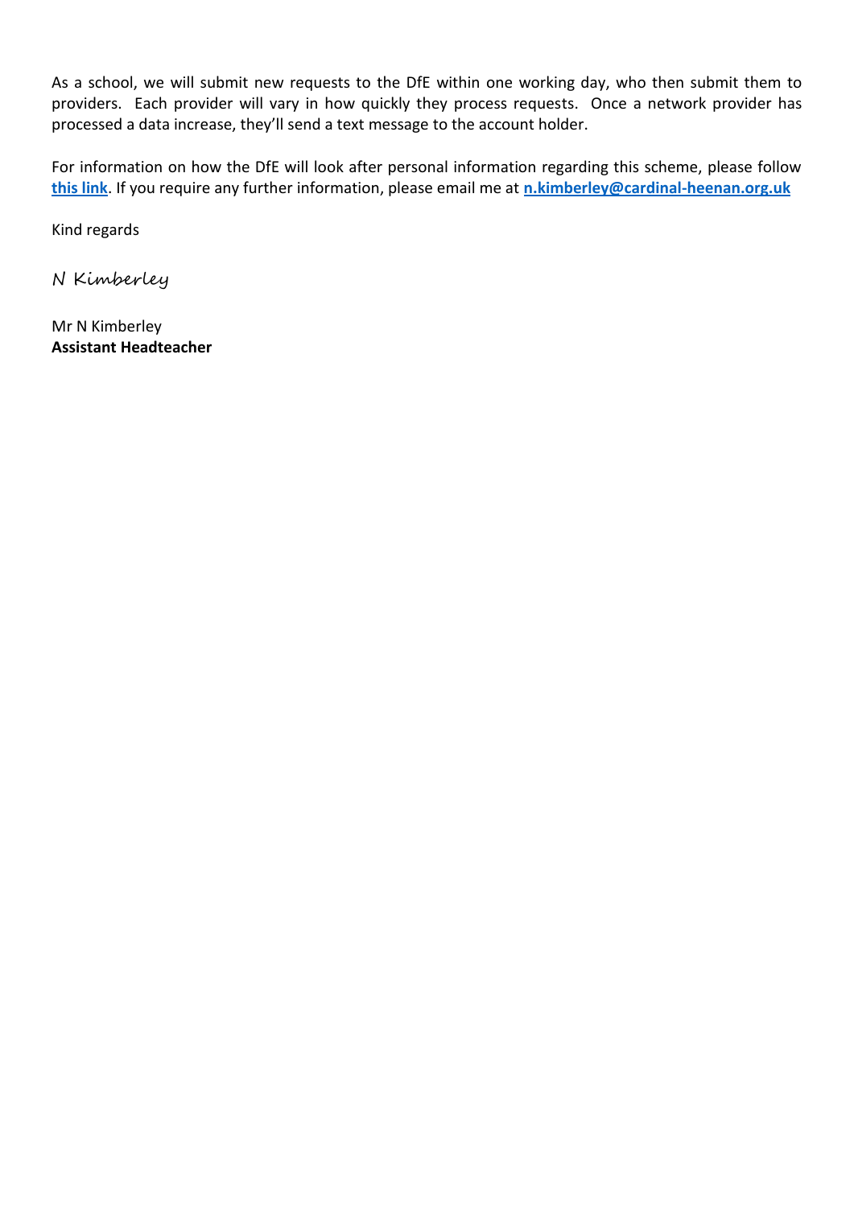As a school, we will submit new requests to the DfE within one working day, who then submit them to providers. Each provider will vary in how quickly they process requests. Once a network provider has processed a data increase, they'll send a text message to the account holder.

For information on how the DfE will look after personal information regarding this scheme, please follow **this link**. If you require any further information, please email me at **n.kimberley@cardinal-heenan.org.uk**

Kind regards

*N Kimberley*

Mr N Kimberley
**Assistant Headteacher**